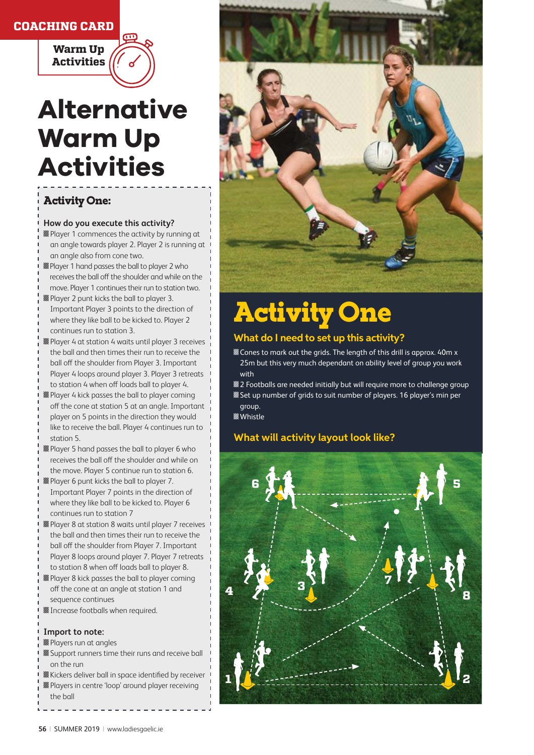COACHING CARD

Warm Up Activities

# Alternative Warm Up Activities

## Activity One:

### How do you execute this activity?

- Player 1 commences the activity by running at an angle towards player 2. Player 2 is running at an angle also from cone two.
- Player 1 hand passes the ball to player 2 who receives the ball off the shoulder and while on the move. Player 1 continues their run to station two.
- Player 2 punt kicks the ball to player 3. Important Player 3 points to the direction of where they like ball to be kicked to. Player 2 continues run to station 3.
- Player 4 at station 4 waits until player 3 receives the ball and then times their run to receive the ball off the shoulder from Player 3. Important Player 4 loops around player 3. Player 3 retreats to station 4 when off loads ball to player 4.
- Player 4 kick passes the ball to player coming off the cone at station 5 at an angle. Important player on 5 points in the direction they would like to receive the ball. Player 4 continues run to station 5.
- Player 5 hand passes the ball to player 6 who receives the ball off the shoulder and while on the move. Player 5 continue run to station 6.
- Player 6 punt kicks the ball to player 7. Important Player 7 points in the direction of where they like ball to be kicked to. Player 6 continues run to station 7
- Player 8 at station 8 waits until player 7 receives the ball and then times their run to receive the ball off the shoulder from Player 7. Important Player 8 loops around player 7. Player 7 retreats to station 8 when off loads ball to player 8.
- Player 8 kick passes the ball to player coming off the cone at an angle at station 1 and sequence continues
- Increase footballs when required.

### Import to note:

- Players run at angles
- Support runners time their runs and receive ball on the run
- Kickers deliver ball in space identified by receiver
- Players in centre 'loop' around player receiving the ball

# Activity One

### What do I need to set up this activity?

- Cones to mark out the grids. The length of this drill is approx. 40m x 25m but this very much dependant on ability level of group you work with
- 2 Footballs are needed initially but will require more to challenge group
- Set up number of grids to suit number of players. 16 player's min per group.
- Whistle

### What will activity layout look like?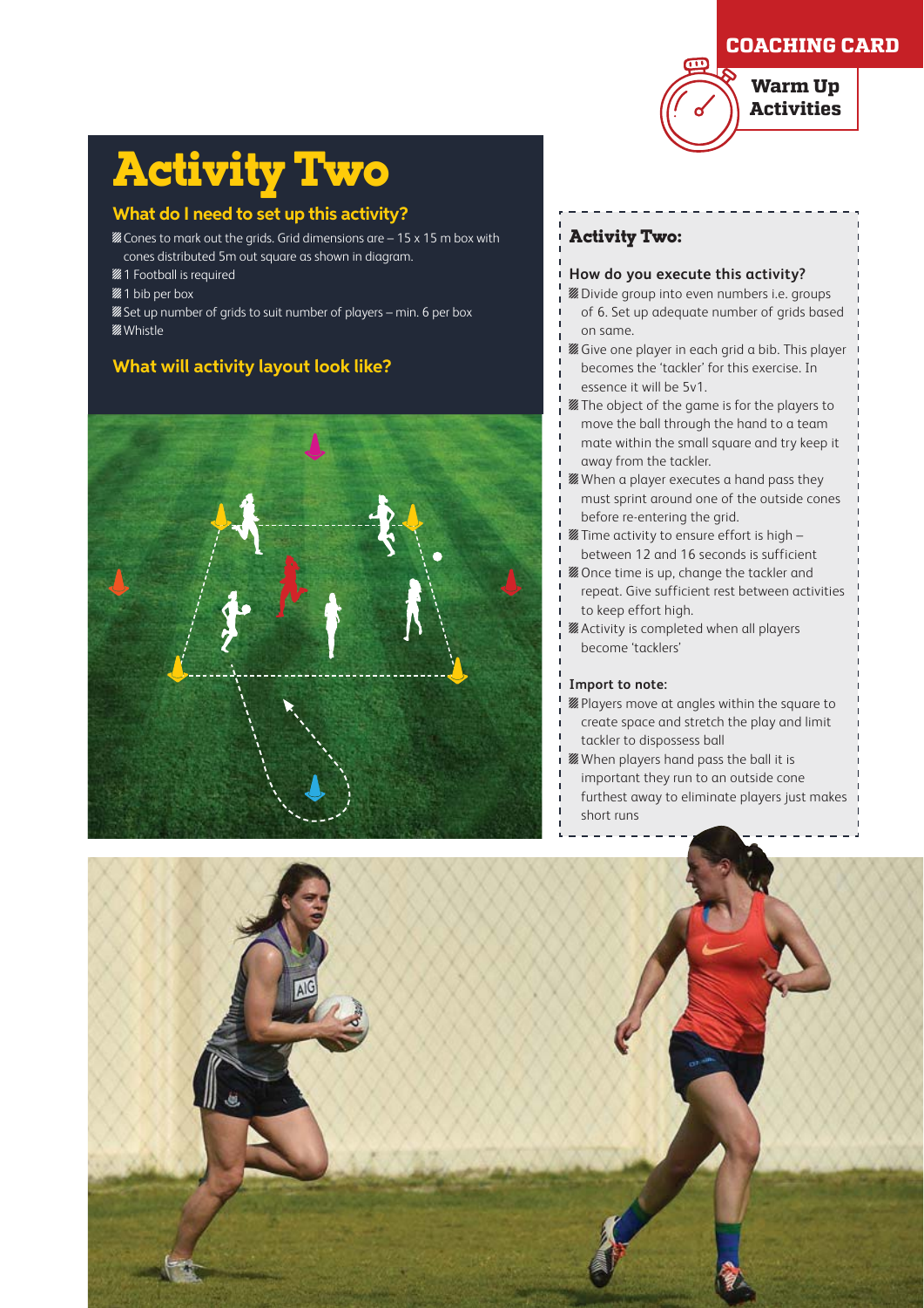COACHING CARD

Warm Up Activities

# Activity Two

## What do I need to set up this activity?

- Cones to mark out the grids. Grid dimensions are – 15 x 15 m box with cones distributed 5m out square as shown in diagram.
- 1 Football is required
- 1 bib per box
- Set up number of grids to suit number of players – min. 6 per box
- Whistle

## What will activity layout look like?

### Activity Two:

**How do you execute this activity?**

- Divide group into even numbers i.e. groups of 6. Set up adequate number of grids based on same.
- Give one player in each grid a bib. This player becomes the 'tackler' for this exercise. In essence it will be 5v1.
- The object of the game is for the players to move the ball through the hand to a team mate within the small square and try keep it away from the tackler.
- When a player executes a hand pass they must sprint around one of the outside cones before re-entering the grid.
- Time activity to ensure effort is high – between 12 and 16 seconds is sufficient
- Once time is up, change the tackler and repeat. Give sufficient rest between activities to keep effort high.
- Activity is completed when all players become 'tacklers'

**Import to note:**

- Players move at angles within the square to create space and stretch the play and limit tackler to dispossess ball
- When players hand pass the ball it is important they run to an outside cone furthest away to eliminate players just makes short runs